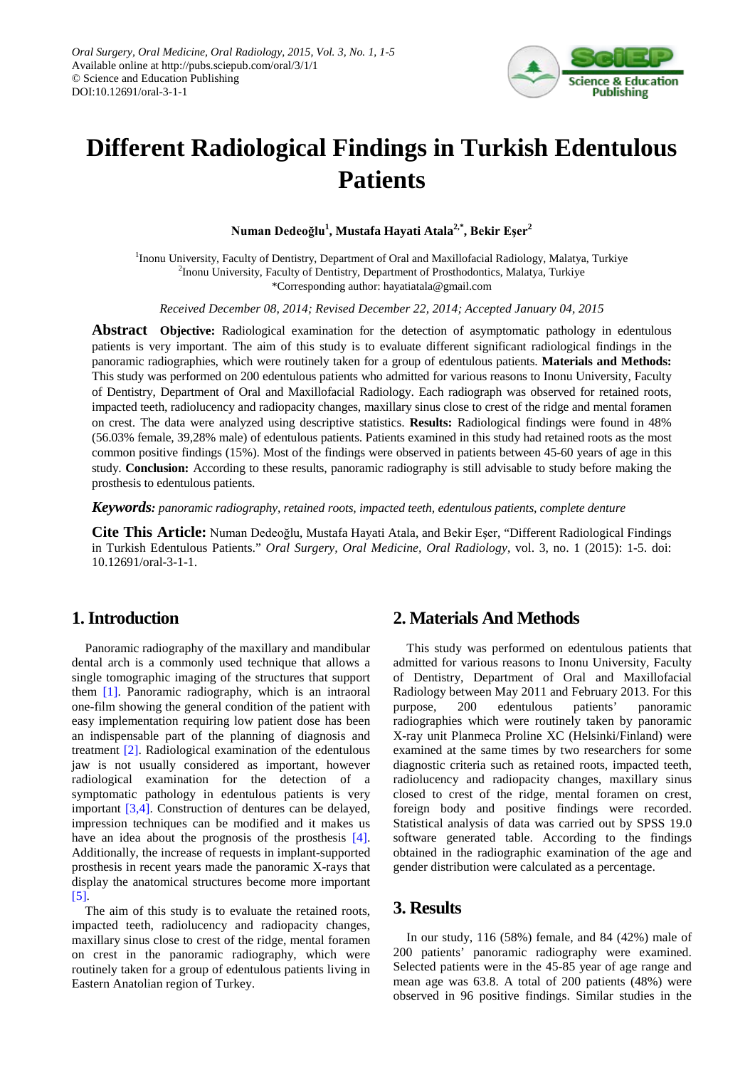# Different Radiological Findings in Turkish Edentulous Patients

**Numan Dedeoğlu[1], Mustafa Hayati Atala[2,*], Bekir Eşer[2]**

[1]Inonu University, Faculty of Dentistry, Department of Oral and Maxillofacial Radiology, Malatya, Turkiye
[2]Inonu University, Faculty of Dentistry, Department of Prosthodontics, Malatya, Turkiye
*Corresponding author: hayatiatala@gmail.com

*Received December 08, 2014; Revised December 22, 2014; Accepted January 04, 2015*

**Abstract** **Objective:** Radiological examination for the detection of asymptomatic pathology in edentulous patients is very important. The aim of this study is to evaluate different significant radiological findings in the panoramic radiographies, which were routinely taken for a group of edentulous patients. **Materials and Methods:** This study was performed on 200 edentulous patients who admitted for various reasons to Inonu University, Faculty of Dentistry, Department of Oral and Maxillofacial Radiology. Each radiograph was observed for retained roots, impacted teeth, radiolucency and radiopacity changes, maxillary sinus close to crest of the ridge and mental foramen on crest. The data were analyzed using descriptive statistics. **Results:** Radiological findings were found in 48% (56.03% female, 39,28% male) of edentulous patients. Patients examined in this study had retained roots as the most common positive findings (15%). Most of the findings were observed in patients between 45-60 years of age in this study. **Conclusion:** According to these results, panoramic radiography is still advisable to study before making the prosthesis to edentulous patients.

***Keywords:*** *panoramic radiography, retained roots, impacted teeth, edentulous patients, complete denture*

**Cite This Article:** Numan Dedeoğlu, Mustafa Hayati Atala, and Bekir Eşer, "Different Radiological Findings in Turkish Edentulous Patients." *Oral Surgery, Oral Medicine, Oral Radiology*, vol. 3, no. 1 (2015): 1-5. doi: 10.12691/oral-3-1-1.

## 1. Introduction

Panoramic radiography of the maxillary and mandibular dental arch is a commonly used technique that allows a single tomographic imaging of the structures that support them [1]. Panoramic radiography, which is an intraoral one-film showing the general condition of the patient with easy implementation requiring low patient dose has been an indispensable part of the planning of diagnosis and treatment [2]. Radiological examination of the edentulous jaw is not usually considered as important, however radiological examination for the detection of a symptomatic pathology in edentulous patients is very important [3,4]. Construction of dentures can be delayed, impression techniques can be modified and it makes us have an idea about the prognosis of the prosthesis [4]. Additionally, the increase of requests in implant-supported prosthesis in recent years made the panoramic X-rays that display the anatomical structures become more important [5].

The aim of this study is to evaluate the retained roots, impacted teeth, radiolucency and radiopacity changes, maxillary sinus close to crest of the ridge, mental foramen on crest in the panoramic radiography, which were routinely taken for a group of edentulous patients living in Eastern Anatolian region of Turkey.

## 2. Materials And Methods

This study was performed on edentulous patients that admitted for various reasons to Inonu University, Faculty of Dentistry, Department of Oral and Maxillofacial Radiology between May 2011 and February 2013. For this purpose, 200 edentulous patients' panoramic radiographies which were routinely taken by panoramic X-ray unit Planmeca Proline XC (Helsinki/Finland) were examined at the same times by two researchers for some diagnostic criteria such as retained roots, impacted teeth, radiolucency and radiopacity changes, maxillary sinus closed to crest of the ridge, mental foramen on crest, foreign body and positive findings were recorded. Statistical analysis of data was carried out by SPSS 19.0 software generated table. According to the findings obtained in the radiographic examination of the age and gender distribution were calculated as a percentage.

## 3. Results

In our study, 116 (58%) female, and 84 (42%) male of 200 patients' panoramic radiography were examined. Selected patients were in the 45-85 year of age range and mean age was 63.8. A total of 200 patients (48%) were observed in 96 positive findings. Similar studies in the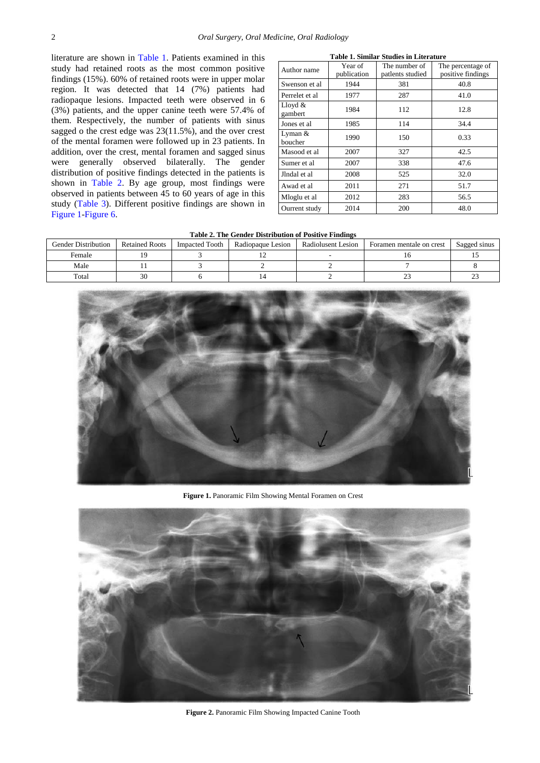literature are shown in Table 1. Patients examined in this study had retained roots as the most common positive findings (15%). 60% of retained roots were in upper molar region. It was detected that 14 (7%) patients had radiopaque lesions. Impacted teeth were observed in 6 (3%) patients, and the upper canine teeth were 57.4% of them. Respectively, the number of patients with sinus sagged o the crest edge was 23(11.5%), and the over crest of the mental foramen were followed up in 23 patients. In addition, over the crest, mental foramen and sagged sinus were generally observed bilaterally. The gender distribution of positive findings detected in the patients is shown in Table 2. By age group, most findings were observed in patients between 45 to 60 years of age in this study (Table 3). Different positive findings are shown in Figure 1-Figure 6.

**Table 1. Similar Studies in Literature**

| Author name | Year of publication | The number of patlents studied | The percentage of positive findings |
|---|---|---|---|
| Swenson et al | 1944 | 381 | 40.8 |
| Perrelet et al | 1977 | 287 | 41.0 |
| Lloyd & gambert | 1984 | 112 | 12.8 |
| Jones et al | 1985 | 114 | 34.4 |
| Lyman & boucher | 1990 | 150 | 0.33 |
| Masood et al | 2007 | 327 | 42.5 |
| Sumer et al | 2007 | 338 | 47.6 |
| Jlndal et al | 2008 | 525 | 32.0 |
| Awad et al | 2011 | 271 | 51.7 |
| Mloglu et al | 2012 | 283 | 56.5 |
| Ourrent study | 2014 | 200 | 48.0 |

**Table 2. The Gender Distribution of Positive Findings**

| Gender Distribution | Retained Roots | Impacted Tooth | Radiopaque Lesion | Radiolusent Lesion | Foramen mentale on crest | Sagged sinus |
|---|---|---|---|---|---|---|
| Female | 19 | 3 | 12 | - | 16 | 15 |
| Male | 11 | 3 | 2 | 2 | 7 | 8 |
| Total | 30 | 6 | 14 | 2 | 23 | 23 |

**Figure 1.** Panoramic Film Showing Mental Foramen on Crest

**Figure 2.** Panoramic Film Showing Impacted Canine Tooth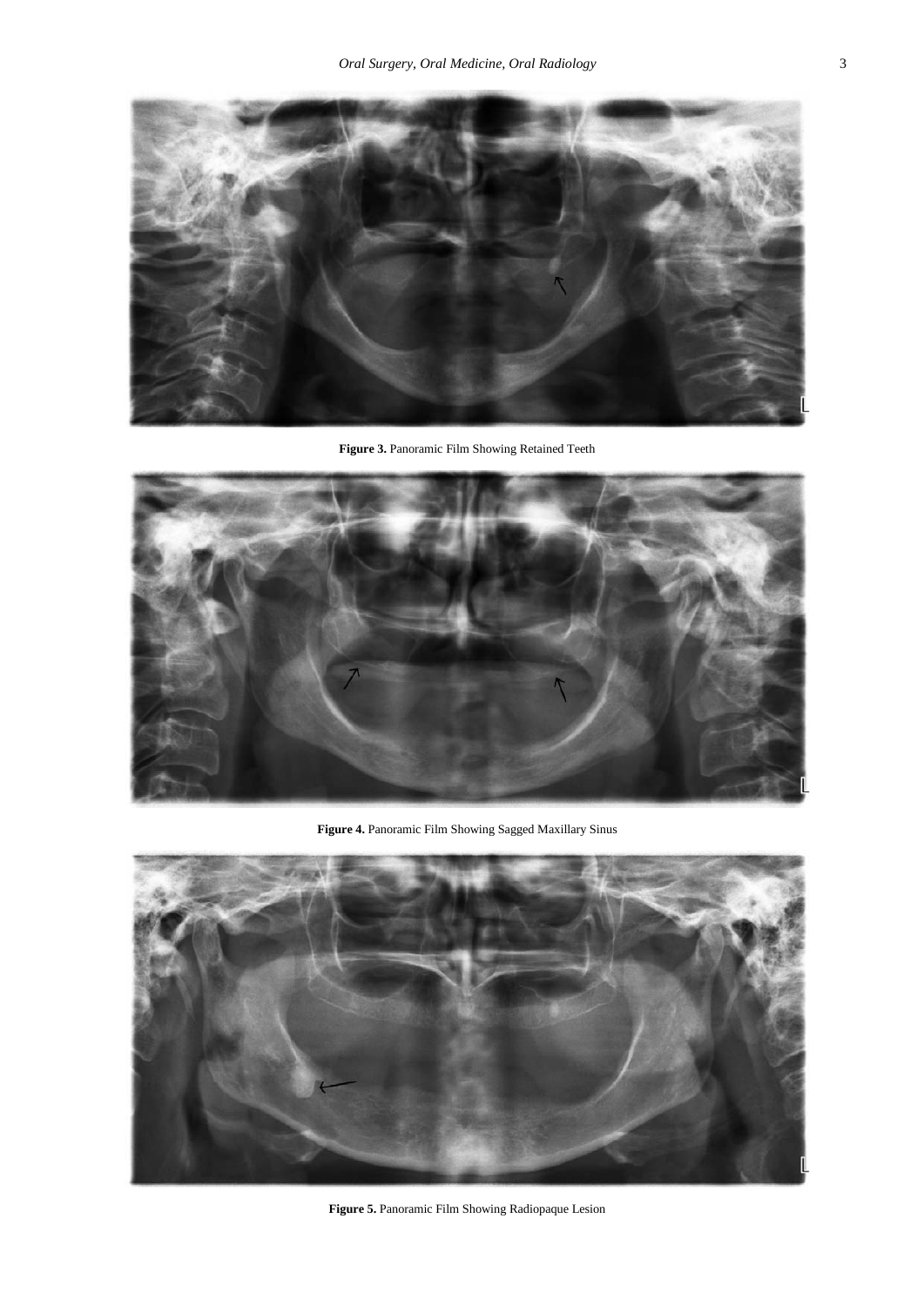Figure 3. Panoramic Film Showing Retained Teeth

Figure 4. Panoramic Film Showing Sagged Maxillary Sinus

Figure 5. Panoramic Film Showing Radiopaque Lesion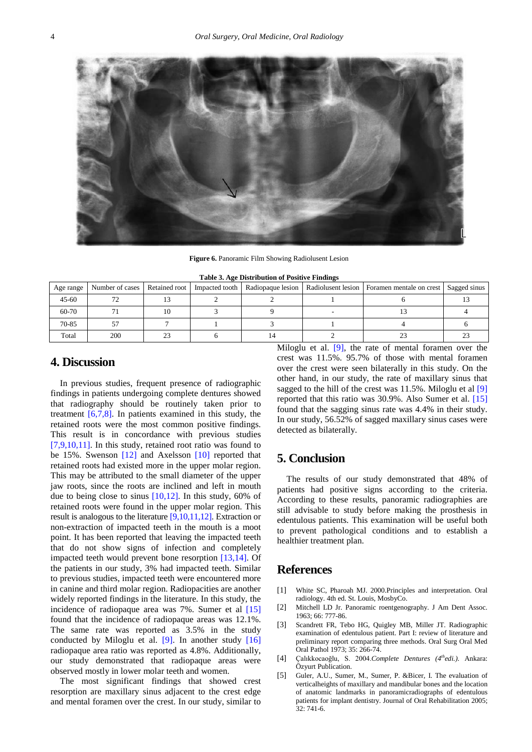Figure 6. Panoramic Film Showing Radiolusent Lesion

**Table 3. Age Distribution of Positive Findings**

| Age range | Number of cases | Retained root | Impacted tooth | Radiopaque lesion | Radiolusent lesion | Foramen mentale on crest | Sagged sinus |
|---|---|---|---|---|---|---|---|
| 45-60 | 72 | 13 | 2 | 2 | 1 | 6 | 13 |
| 60-70 | 71 | 10 | 3 | 9 | - | 13 | 4 |
| 70-85 | 57 | 7 | 1 | 3 | 1 | 4 | 6 |
| Total | 200 | 23 | 6 | 14 | 2 | 23 | 23 |

## 4. Discussion

In previous studies, frequent presence of radiographic findings in patients undergoing complete dentures showed that radiography should be routinely taken prior to treatment [6,7,8]. In patients examined in this study, the retained roots were the most common positive findings. This result is in concordance with previous studies [7,9,10,11]. In this study, retained root ratio was found to be 15%. Swenson [12] and Axelsson [10] reported that retained roots had existed more in the upper molar region. This may be attributed to the small diameter of the upper jaw roots, since the roots are inclined and left in mouth due to being close to sinus [10,12]. In this study, 60% of retained roots were found in the upper molar region. This result is analogous to the literature [9,10,11,12]. Extraction or non-extraction of impacted teeth in the mouth is a moot point. It has been reported that leaving the impacted teeth that do not show signs of infection and completely impacted teeth would prevent bone resorption [13,14]. Of the patients in our study, 3% had impacted teeth. Similar to previous studies, impacted teeth were encountered more in canine and third molar region. Radiopacities are another widely reported findings in the literature. In this study, the incidence of radiopaque area was 7%. Sumer et al [15] found that the incidence of radiopaque areas was 12.1%. The same rate was reported as 3.5% in the study conducted by Miloglu et al. [9]. In another study [16] radiopaque area ratio was reported as 4.8%. Additionally, our study demonstrated that radiopaque areas were observed mostly in lower molar teeth and women.

The most significant findings that showed crest resorption are maxillary sinus adjacent to the crest edge and mental foramen over the crest. In our study, similar to Miloglu et al. [9], the rate of mental foramen over the crest was 11.5%. 95.7% of those with mental foramen over the crest were seen bilaterally in this study. On the other hand, in our study, the rate of maxillary sinus that sagged to the hill of the crest was 11.5%. Miloglu et al [9] reported that this ratio was 30.9%. Also Sumer et al. [15] found that the sagging sinus rate was 4.4% in their study. In our study, 56.52% of sagged maxillary sinus cases were detected as bilaterally.

## 5. Conclusion

The results of our study demonstrated that 48% of patients had positive signs according to the criteria. According to these results, panoramic radiographies are still advisable to study before making the prosthesis in edentulous patients. This examination will be useful both to prevent pathological conditions and to establish a healthier treatment plan.

## References

[1] White SC, Pharoah MJ. 2000.Principles and interpretation. Oral radiology. 4th ed. St. Louis, MosbyCo.

[2] Mitchell LD Jr. Panoramic roentgenography. J Am Dent Assoc. 1963; 66: 777-86.

[3] Scandrett FR, Tebo HG, Quigley MB, Miller JT. Radiographic examination of edentulous patient. Part I: review of literature and preliminary report comparing three methods. Oral Surg Oral Med Oral Pathol 1973; 35: 266-74.

[4] Çalıkkocaoğlu, S. 2004.*Complete Dentures (4th edi.)*. Ankara: Özyurt Publication.

[5] Guler, A.U., Sumer, M., Sumer, P. &Bicer, I. The evaluation of verticalheights of maxillary and mandibular bones and the location of anatomic landmarks in panoramicradiographs of edentulous patients for implant dentistry. Journal of Oral Rehabilitation 2005; 32: 741-6.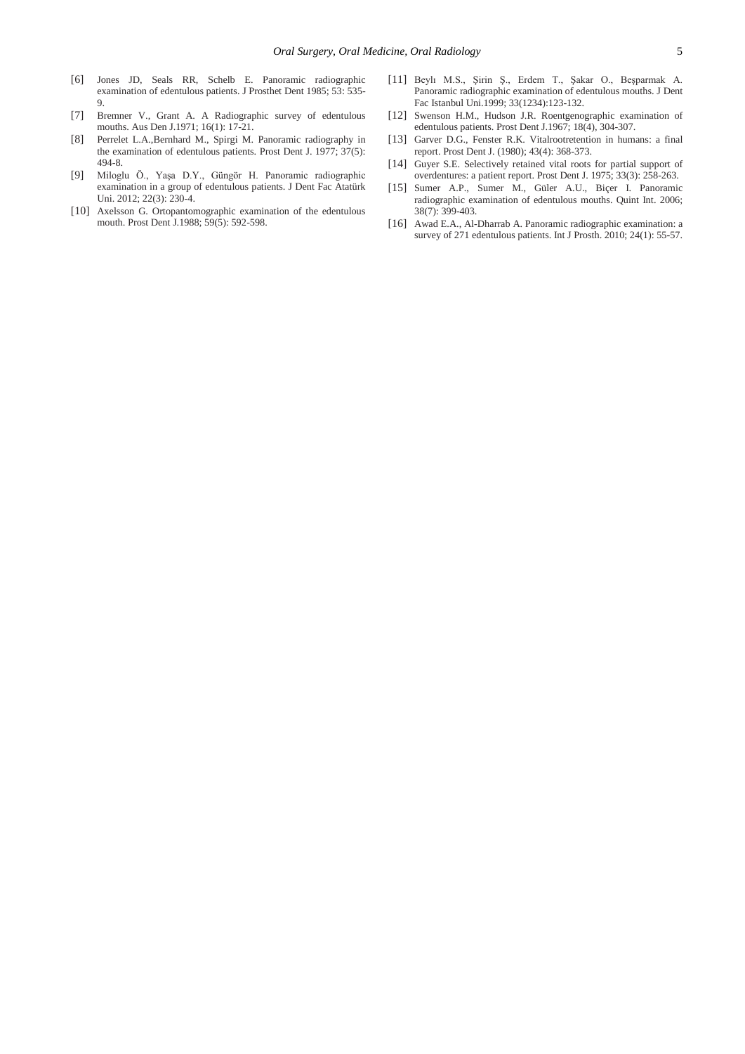[6] Jones JD, Seals RR, Schelb E. Panoramic radiographic examination of edentulous patients. J Prosthet Dent 1985; 53: 535-9.

[7] Bremner V., Grant A. A Radiographic survey of edentulous mouths. Aus Den J.1971; 16(1): 17-21.

[8] Perrelet L.A.,Bernhard M., Spirgi M. Panoramic radiography in the examination of edentulous patients. Prost Dent J. 1977; 37(5): 494-8.

[9] Miloglu Ö., Yaşa D.Y., Güngör H. Panoramic radiographic examination in a group of edentulous patients. J Dent Fac Atatürk Uni. 2012; 22(3): 230-4.

[10] Axelsson G. Ortopantomographic examination of the edentulous mouth. Prost Dent J.1988; 59(5): 592-598.

[11] Beylı M.S., Şirin Ş., Erdem T., Şakar O., Beşparmak A. Panoramic radiographic examination of edentulous mouths. J Dent Fac Istanbul Uni.1999; 33(1234):123-132.

[12] Swenson H.M., Hudson J.R. Roentgenographic examination of edentulous patients. Prost Dent J.1967; 18(4), 304-307.

[13] Garver D.G., Fenster R.K. Vitalrootretention in humans: a final report. Prost Dent J. (1980); 43(4): 368-373.

[14] Guyer S.E. Selectively retained vital roots for partial support of overdentures: a patient report. Prost Dent J. 1975; 33(3): 258-263.

[15] Sumer A.P., Sumer M., Güler A.U., Biçer I. Panoramic radiographic examination of edentulous mouths. Quint Int. 2006; 38(7): 399-403.

[16] Awad E.A., Al-Dharrab A. Panoramic radiographic examination: a survey of 271 edentulous patients. Int J Prosth. 2010; 24(1): 55-57.